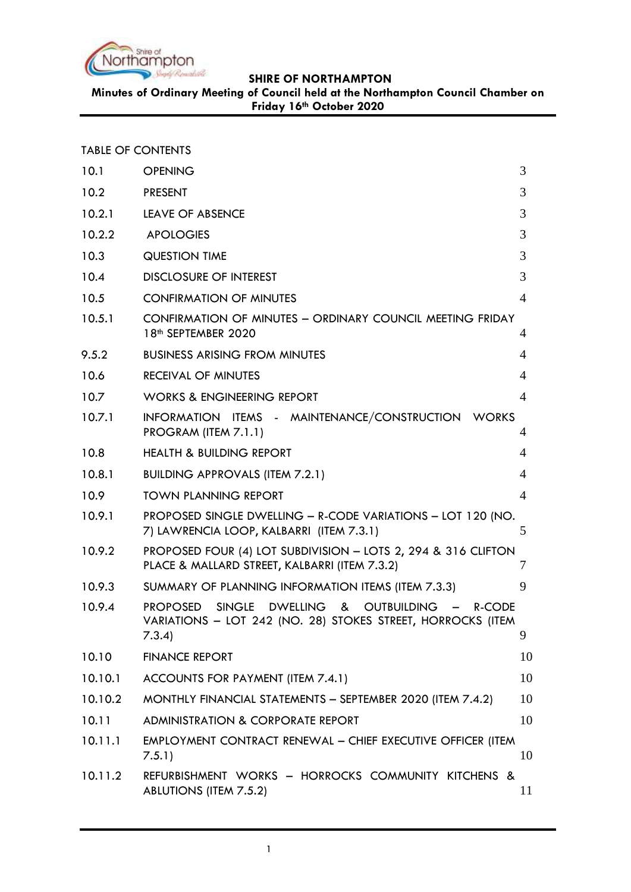**SHIRE OF NORTHAMPTON**

**Minutes of Ordinary Meeting of Council held at the Northampton Council Chamber on Friday 16th October 2020**

TABLE OF CONTENTS

| | | |
|---|---|---|
| 10.1 | OPENING | 3 |
| 10.2 | PRESENT | 3 |
| 10.2.1 | LEAVE OF ABSENCE | 3 |
| 10.2.2 | APOLOGIES | 3 |
| 10.3 | QUESTION TIME | 3 |
| 10.4 | DISCLOSURE OF INTEREST | 3 |
| 10.5 | CONFIRMATION OF MINUTES | 4 |
| 10.5.1 | CONFIRMATION OF MINUTES – ORDINARY COUNCIL MEETING FRIDAY 18th SEPTEMBER 2020 | 4 |
| 9.5.2 | BUSINESS ARISING FROM MINUTES | 4 |
| 10.6 | RECEIVAL OF MINUTES | 4 |
| 10.7 | WORKS & ENGINEERING REPORT | 4 |
| 10.7.1 | INFORMATION ITEMS - MAINTENANCE/CONSTRUCTION WORKS PROGRAM (ITEM 7.1.1) | 4 |
| 10.8 | HEALTH & BUILDING REPORT | 4 |
| 10.8.1 | BUILDING APPROVALS (ITEM 7.2.1) | 4 |
| 10.9 | TOWN PLANNING REPORT | 4 |
| 10.9.1 | PROPOSED SINGLE DWELLING – R-CODE VARIATIONS – LOT 120 (NO. 7) LAWRENCIA LOOP, KALBARRI (ITEM 7.3.1) | 5 |
| 10.9.2 | PROPOSED FOUR (4) LOT SUBDIVISION – LOTS 2, 294 & 316 CLIFTON PLACE & MALLARD STREET, KALBARRI (ITEM 7.3.2) | 7 |
| 10.9.3 | SUMMARY OF PLANNING INFORMATION ITEMS (ITEM 7.3.3) | 9 |
| 10.9.4 | PROPOSED SINGLE DWELLING & OUTBUILDING – R-CODE VARIATIONS – LOT 242 (NO. 28) STOKES STREET, HORROCKS (ITEM 7.3.4) | 9 |
| 10.10 | FINANCE REPORT | 10 |
| 10.10.1 | ACCOUNTS FOR PAYMENT (ITEM 7.4.1) | 10 |
| 10.10.2 | MONTHLY FINANCIAL STATEMENTS – SEPTEMBER 2020 (ITEM 7.4.2) | 10 |
| 10.11 | ADMINISTRATION & CORPORATE REPORT | 10 |
| 10.11.1 | EMPLOYMENT CONTRACT RENEWAL – CHIEF EXECUTIVE OFFICER (ITEM 7.5.1) | 10 |
| 10.11.2 | REFURBISHMENT WORKS – HORROCKS COMMUNITY KITCHENS & ABLUTIONS (ITEM 7.5.2) | 11 |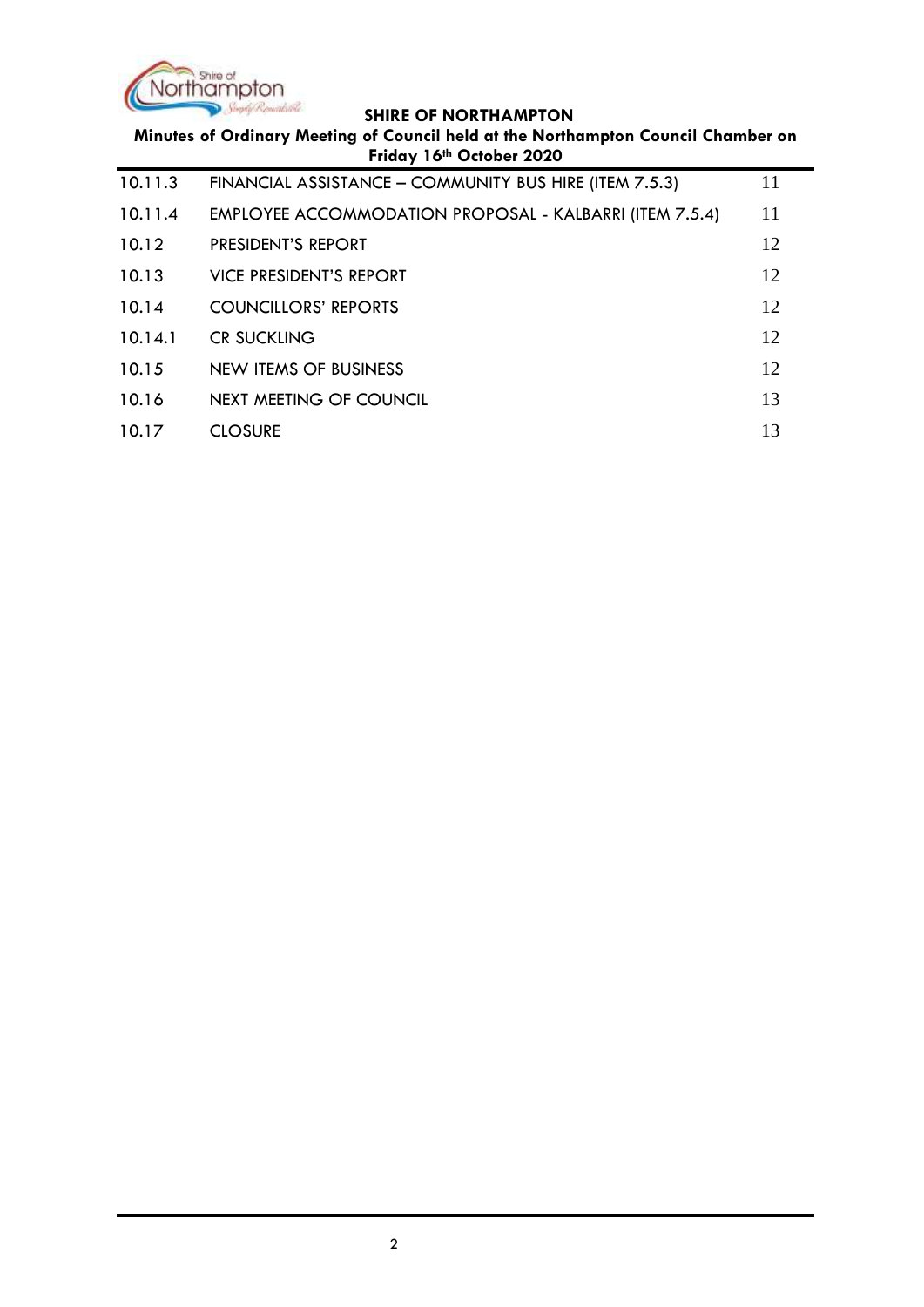| | | |
|---|---|---|
| 10.11.3 | FINANCIAL ASSISTANCE – COMMUNITY BUS HIRE (ITEM 7.5.3) | 11 |
| 10.11.4 | EMPLOYEE ACCOMMODATION PROPOSAL - KALBARRI (ITEM 7.5.4) | 11 |
| 10.12 | PRESIDENT'S REPORT | 12 |
| 10.13 | VICE PRESIDENT'S REPORT | 12 |
| 10.14 | COUNCILLORS' REPORTS | 12 |
| 10.14.1 | CR SUCKLING | 12 |
| 10.15 | NEW ITEMS OF BUSINESS | 12 |
| 10.16 | NEXT MEETING OF COUNCIL | 13 |
| 10.17 | CLOSURE | 13 |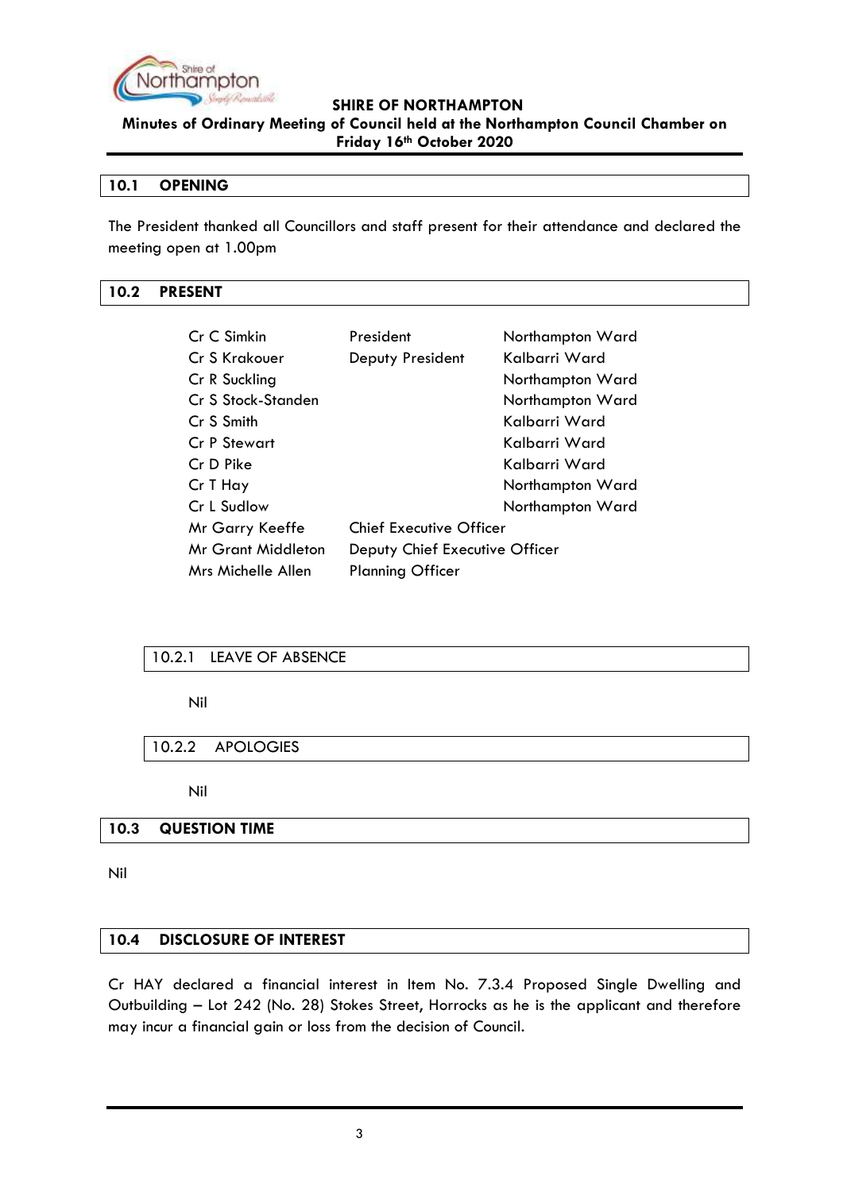## 10.1 OPENING

The President thanked all Councillors and staff present for their attendance and declared the meeting open at 1.00pm

## 10.2 PRESENT

| | | |
|---|---|---|
| Cr C Simkin | President | Northampton Ward |
| Cr S Krakouer | Deputy President | Kalbarri Ward |
| Cr R Suckling | | Northampton Ward |
| Cr S Stock-Standen | | Northampton Ward |
| Cr S Smith | | Kalbarri Ward |
| Cr P Stewart | | Kalbarri Ward |
| Cr D Pike | | Kalbarri Ward |
| Cr T Hay | | Northampton Ward |
| Cr L Sudlow | | Northampton Ward |
| Mr Garry Keeffe | Chief Executive Officer | |
| Mr Grant Middleton | Deputy Chief Executive Officer | |
| Mrs Michelle Allen | Planning Officer | |

### 10.2.1 LEAVE OF ABSENCE

Nil

### 10.2.2 APOLOGIES

Nil

## 10.3 QUESTION TIME

Nil

## 10.4 DISCLOSURE OF INTEREST

Cr HAY declared a financial interest in Item No. 7.3.4 Proposed Single Dwelling and Outbuilding – Lot 242 (No. 28) Stokes Street, Horrocks as he is the applicant and therefore may incur a financial gain or loss from the decision of Council.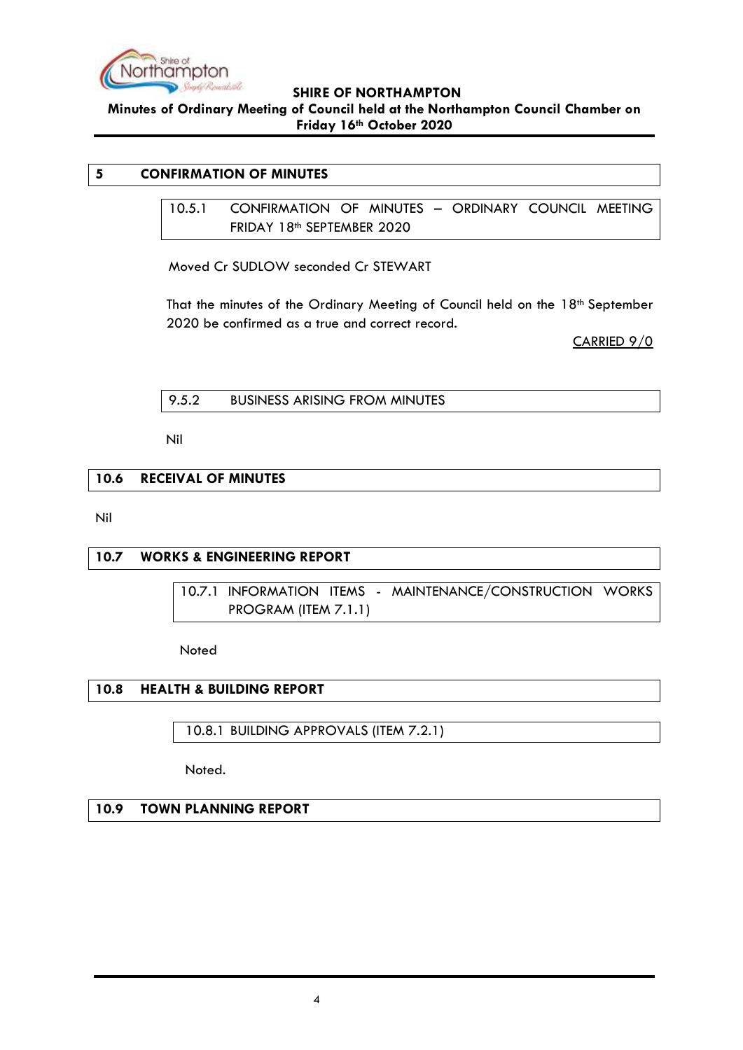## 5 CONFIRMATION OF MINUTES

### 10.5.1 CONFIRMATION OF MINUTES – ORDINARY COUNCIL MEETING FRIDAY 18th SEPTEMBER 2020

Moved Cr SUDLOW seconded Cr STEWART

That the minutes of the Ordinary Meeting of Council held on the 18th September 2020 be confirmed as a true and correct record.

CARRIED 9/0

### 9.5.2 BUSINESS ARISING FROM MINUTES

Nil

## 10.6 RECEIVAL OF MINUTES

Nil

## 10.7 WORKS & ENGINEERING REPORT

### 10.7.1 INFORMATION ITEMS - MAINTENANCE/CONSTRUCTION WORKS PROGRAM (ITEM 7.1.1)

Noted

## 10.8 HEALTH & BUILDING REPORT

### 10.8.1 BUILDING APPROVALS (ITEM 7.2.1)

Noted.

## 10.9 TOWN PLANNING REPORT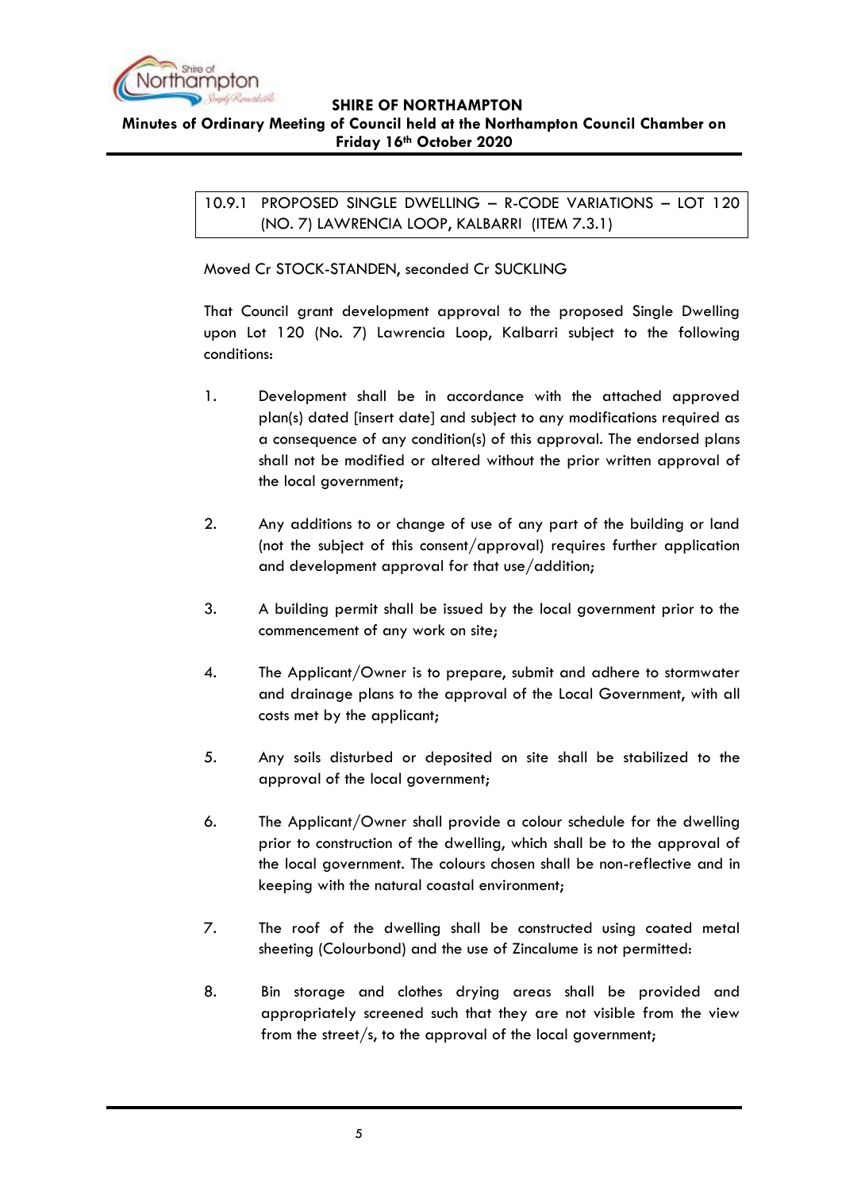## 10.9.1 PROPOSED SINGLE DWELLING – R-CODE VARIATIONS – LOT 120 (NO. 7) LAWRENCIA LOOP, KALBARRI (ITEM 7.3.1)

Moved Cr STOCK-STANDEN, seconded Cr SUCKLING

That Council grant development approval to the proposed Single Dwelling upon Lot 120 (No. 7) Lawrencia Loop, Kalbarri subject to the following conditions:

1. Development shall be in accordance with the attached approved plan(s) dated [insert date] and subject to any modifications required as a consequence of any condition(s) of this approval. The endorsed plans shall not be modified or altered without the prior written approval of the local government;

2. Any additions to or change of use of any part of the building or land (not the subject of this consent/approval) requires further application and development approval for that use/addition;

3. A building permit shall be issued by the local government prior to the commencement of any work on site;

4. The Applicant/Owner is to prepare, submit and adhere to stormwater and drainage plans to the approval of the Local Government, with all costs met by the applicant;

5. Any soils disturbed or deposited on site shall be stabilized to the approval of the local government;

6. The Applicant/Owner shall provide a colour schedule for the dwelling prior to construction of the dwelling, which shall be to the approval of the local government. The colours chosen shall be non-reflective and in keeping with the natural coastal environment;

7. The roof of the dwelling shall be constructed using coated metal sheeting (Colourbond) and the use of Zincalume is not permitted:

8. Bin storage and clothes drying areas shall be provided and appropriately screened such that they are not visible from the view from the street/s, to the approval of the local government;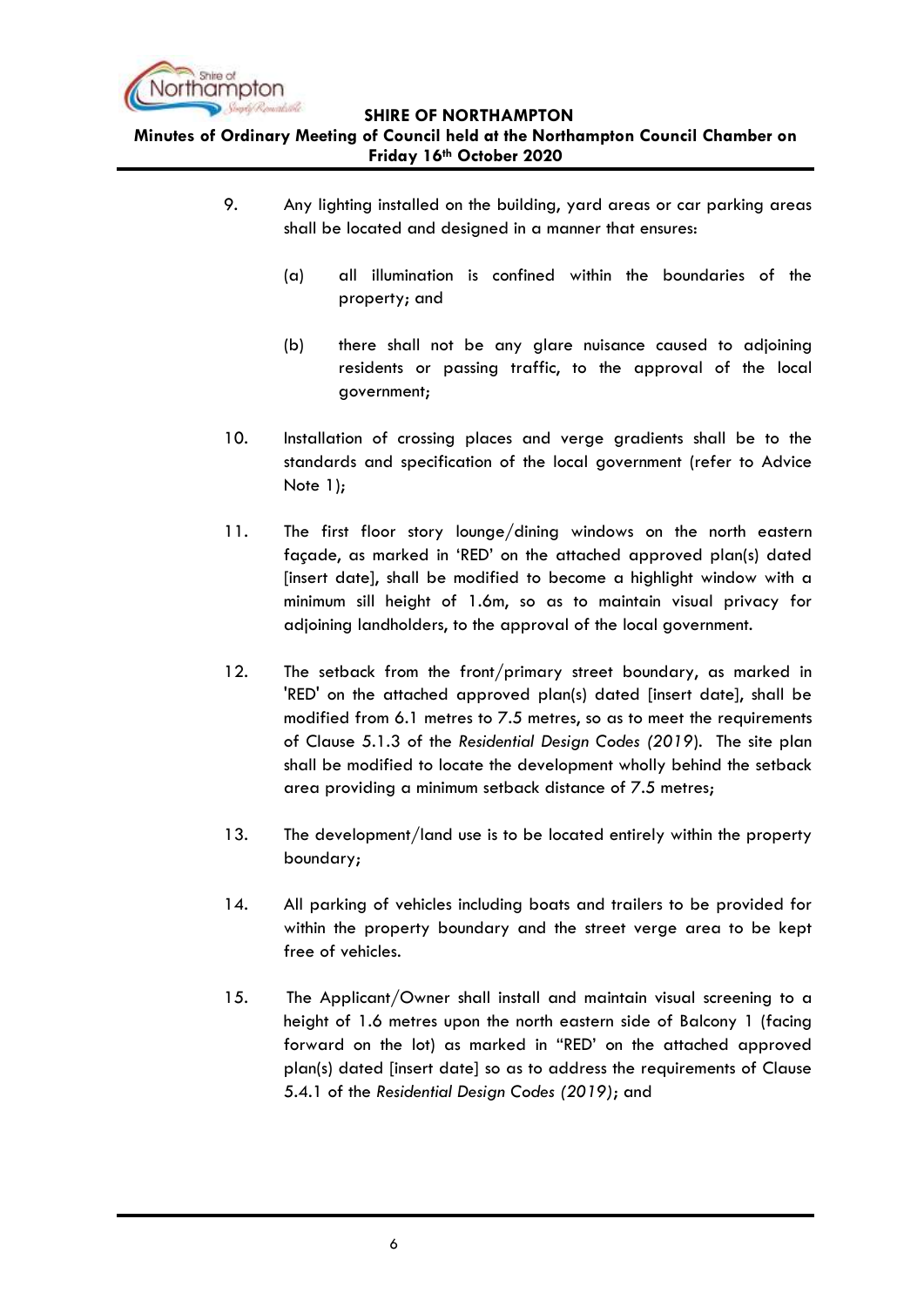9. Any lighting installed on the building, yard areas or car parking areas shall be located and designed in a manner that ensures:

    (a) all illumination is confined within the boundaries of the property; and

    (b) there shall not be any glare nuisance caused to adjoining residents or passing traffic, to the approval of the local government;

10. Installation of crossing places and verge gradients shall be to the standards and specification of the local government (refer to Advice Note 1);

11. The first floor story lounge/dining windows on the north eastern façade, as marked in 'RED' on the attached approved plan(s) dated [insert date], shall be modified to become a highlight window with a minimum sill height of 1.6m, so as to maintain visual privacy for adjoining landholders, to the approval of the local government.

12. The setback from the front/primary street boundary, as marked in 'RED' on the attached approved plan(s) dated [insert date], shall be modified from 6.1 metres to 7.5 metres, so as to meet the requirements of Clause 5.1.3 of the *Residential Design Codes (2019*). The site plan shall be modified to locate the development wholly behind the setback area providing a minimum setback distance of 7.5 metres;

13. The development/land use is to be located entirely within the property boundary;

14. All parking of vehicles including boats and trailers to be provided for within the property boundary and the street verge area to be kept free of vehicles.

15. The Applicant/Owner shall install and maintain visual screening to a height of 1.6 metres upon the north eastern side of Balcony 1 (facing forward on the lot) as marked in "RED' on the attached approved plan(s) dated [insert date] so as to address the requirements of Clause 5.4.1 of the *Residential Design Codes (2019)*; and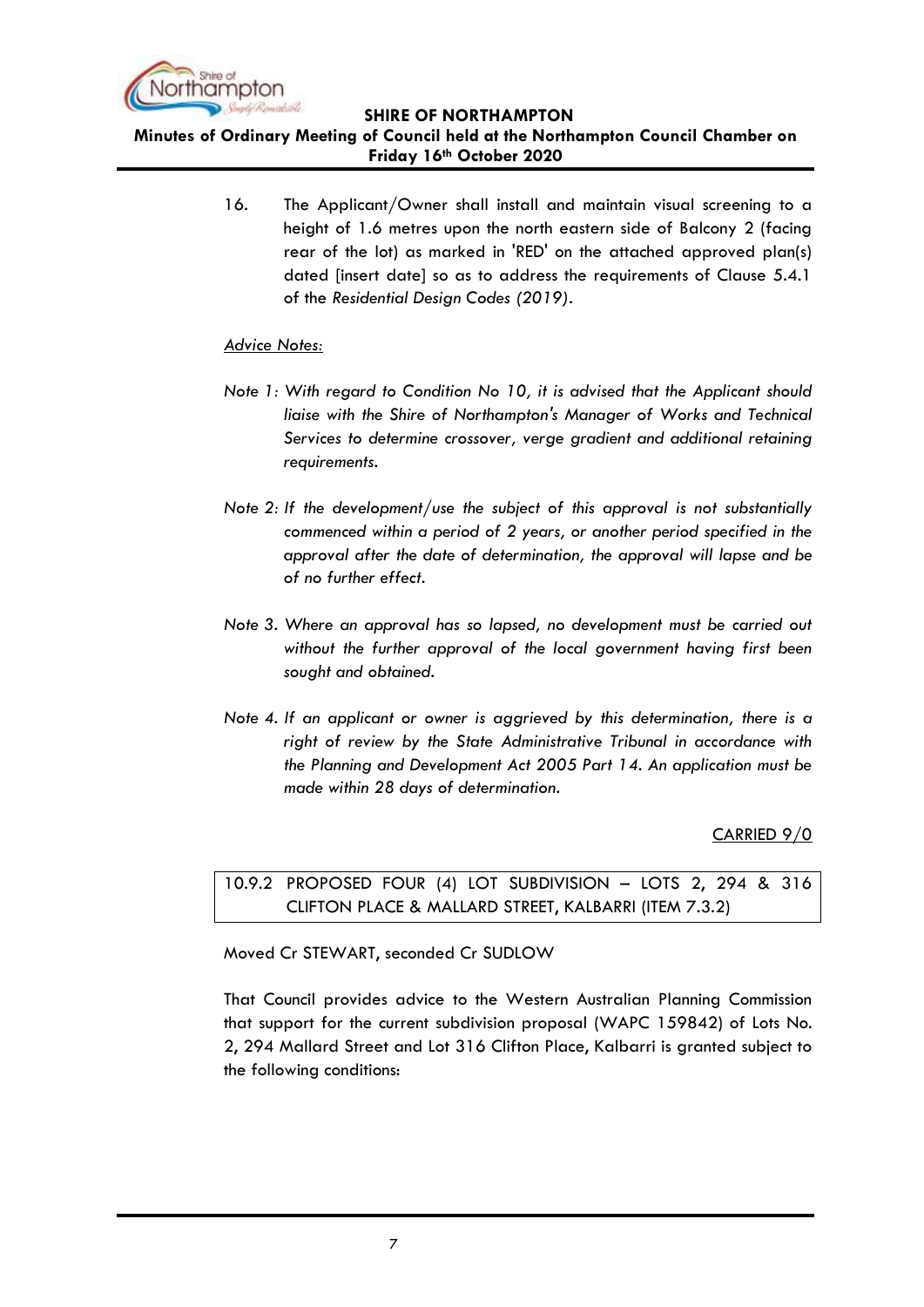16. The Applicant/Owner shall install and maintain visual screening to a height of 1.6 metres upon the north eastern side of Balcony 2 (facing rear of the lot) as marked in 'RED' on the attached approved plan(s) dated [insert date] so as to address the requirements of Clause 5.4.1 of the *Residential Design Codes (2019)*.

*Advice Notes:*

*Note 1: With regard to Condition No 10, it is advised that the Applicant should liaise with the Shire of Northampton's Manager of Works and Technical Services to determine crossover, verge gradient and additional retaining requirements.*

*Note 2: If the development/use the subject of this approval is not substantially commenced within a period of 2 years, or another period specified in the approval after the date of determination, the approval will lapse and be of no further effect.*

*Note 3. Where an approval has so lapsed, no development must be carried out without the further approval of the local government having first been sought and obtained.*

*Note 4. If an applicant or owner is aggrieved by this determination, there is a right of review by the State Administrative Tribunal in accordance with the Planning and Development Act 2005 Part 14. An application must be made within 28 days of determination.*

CARRIED 9/0

### 10.9.2 PROPOSED FOUR (4) LOT SUBDIVISION – LOTS 2, 294 & 316 CLIFTON PLACE & MALLARD STREET, KALBARRI (ITEM 7.3.2)

Moved Cr STEWART, seconded Cr SUDLOW

That Council provides advice to the Western Australian Planning Commission that support for the current subdivision proposal (WAPC 159842) of Lots No. 2, 294 Mallard Street and Lot 316 Clifton Place, Kalbarri is granted subject to the following conditions: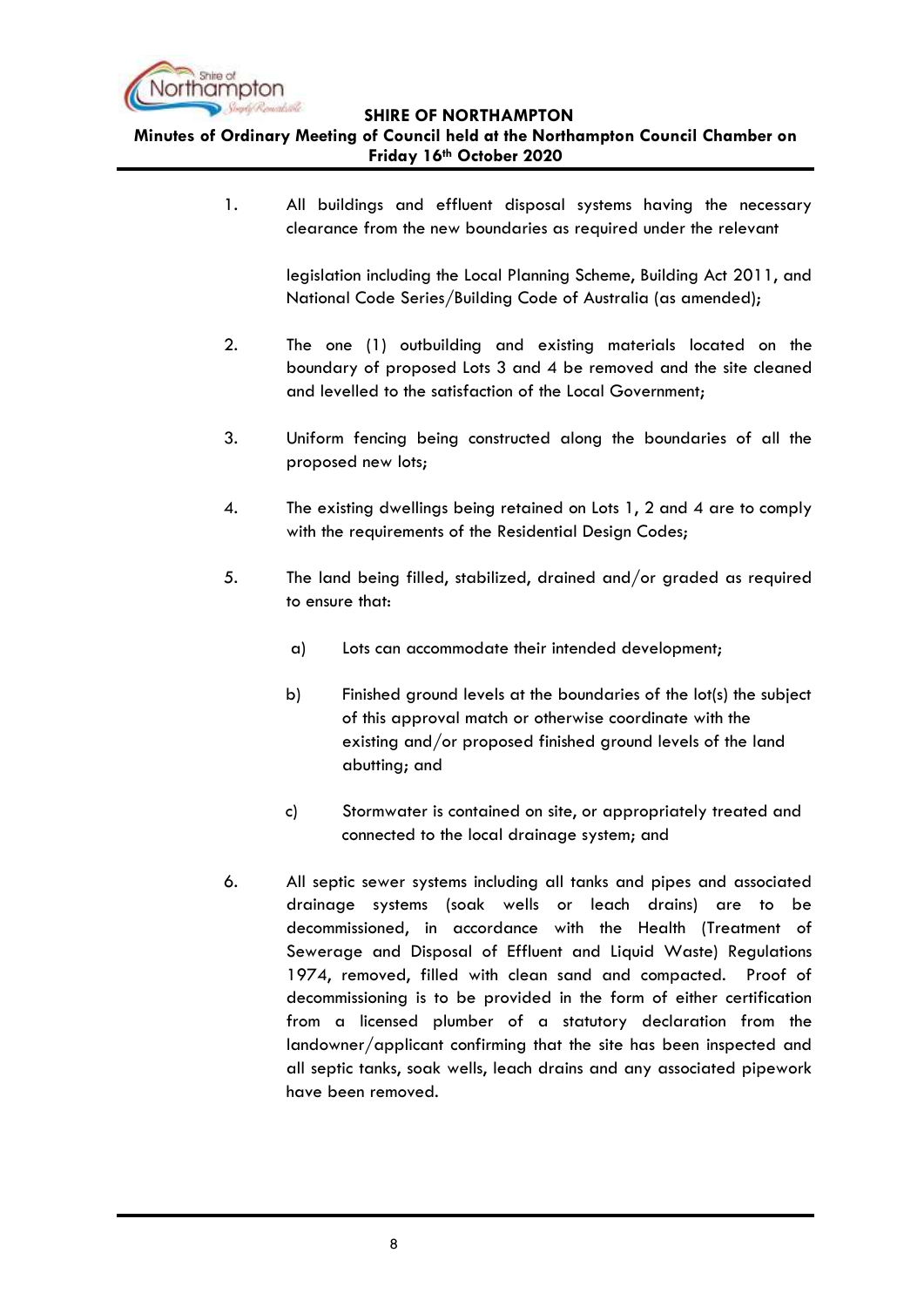1. All buildings and effluent disposal systems having the necessary clearance from the new boundaries as required under the relevant

   legislation including the Local Planning Scheme, Building Act 2011, and National Code Series/Building Code of Australia (as amended);

2. The one (1) outbuilding and existing materials located on the boundary of proposed Lots 3 and 4 be removed and the site cleaned and levelled to the satisfaction of the Local Government;

3. Uniform fencing being constructed along the boundaries of all the proposed new lots;

4. The existing dwellings being retained on Lots 1, 2 and 4 are to comply with the requirements of the Residential Design Codes;

5. The land being filled, stabilized, drained and/or graded as required to ensure that:

   a) Lots can accommodate their intended development;

   b) Finished ground levels at the boundaries of the lot(s) the subject of this approval match or otherwise coordinate with the existing and/or proposed finished ground levels of the land abutting; and

   c) Stormwater is contained on site, or appropriately treated and connected to the local drainage system; and

6. All septic sewer systems including all tanks and pipes and associated drainage systems (soak wells or leach drains) are to be decommissioned, in accordance with the Health (Treatment of Sewerage and Disposal of Effluent and Liquid Waste) Regulations 1974, removed, filled with clean sand and compacted. Proof of decommissioning is to be provided in the form of either certification from a licensed plumber of a statutory declaration from the landowner/applicant confirming that the site has been inspected and all septic tanks, soak wells, leach drains and any associated pipework have been removed.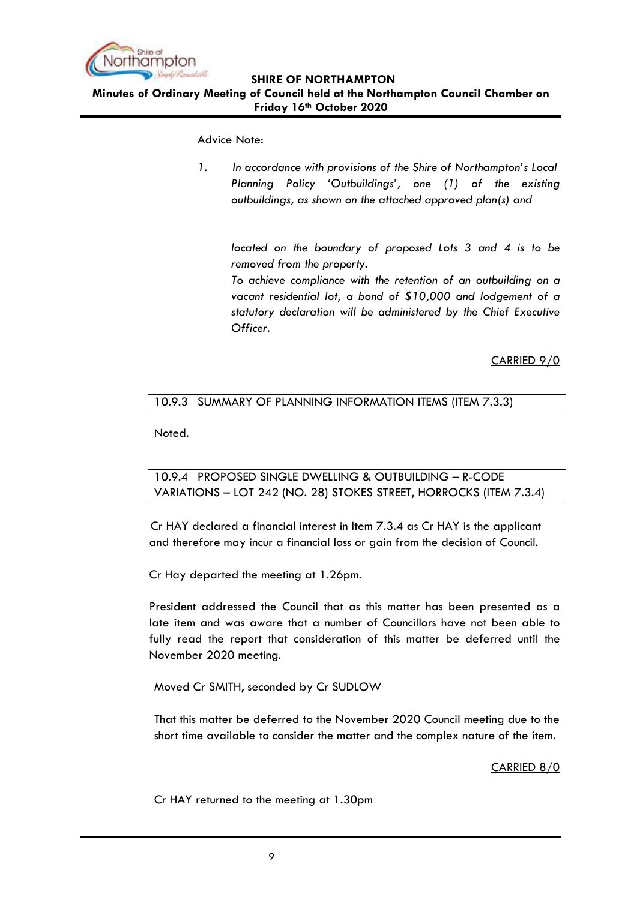Advice Note:

1. *In accordance with provisions of the Shire of Northampton's Local Planning Policy 'Outbuildings', one (1) of the existing outbuildings, as shown on the attached approved plan(s) and*

   *located on the boundary of proposed Lots 3 and 4 is to be removed from the property.*

   *To achieve compliance with the retention of an outbuilding on a vacant residential lot, a bond of $10,000 and lodgement of a statutory declaration will be administered by the Chief Executive Officer.*

CARRIED 9/0

## 10.9.3 SUMMARY OF PLANNING INFORMATION ITEMS (ITEM 7.3.3)

Noted.

## 10.9.4 PROPOSED SINGLE DWELLING & OUTBUILDING – R-CODE VARIATIONS – LOT 242 (NO. 28) STOKES STREET, HORROCKS (ITEM 7.3.4)

Cr HAY declared a financial interest in Item 7.3.4 as Cr HAY is the applicant and therefore may incur a financial loss or gain from the decision of Council.

Cr Hay departed the meeting at 1.26pm.

President addressed the Council that as this matter has been presented as a late item and was aware that a number of Councillors have not been able to fully read the report that consideration of this matter be deferred until the November 2020 meeting.

Moved Cr SMITH, seconded by Cr SUDLOW

That this matter be deferred to the November 2020 Council meeting due to the short time available to consider the matter and the complex nature of the item.

CARRIED 8/0

Cr HAY returned to the meeting at 1.30pm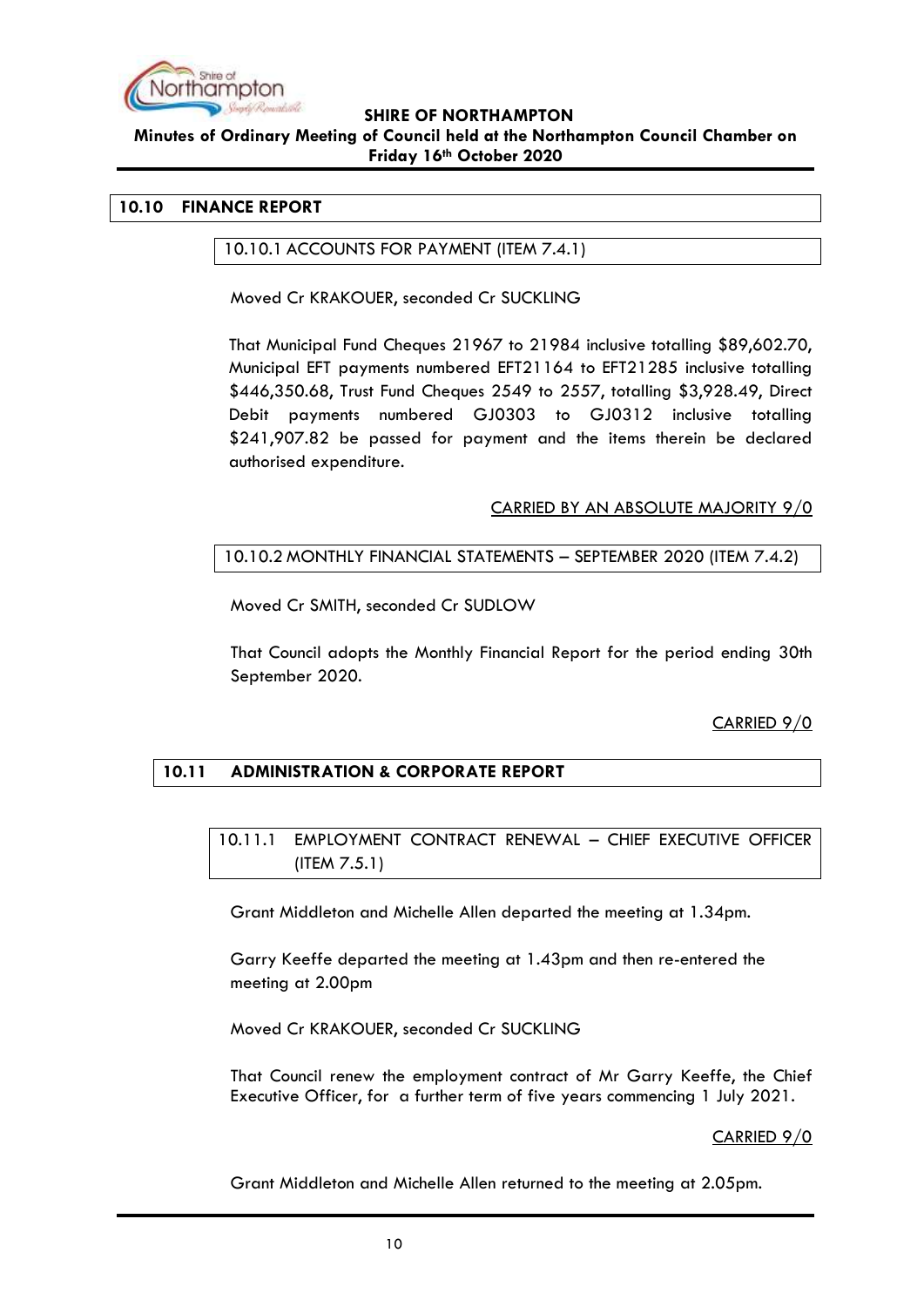## 10.10 FINANCE REPORT

### 10.10.1 ACCOUNTS FOR PAYMENT (ITEM 7.4.1)

Moved Cr KRAKOUER, seconded Cr SUCKLING

That Municipal Fund Cheques 21967 to 21984 inclusive totalling $89,602.70, Municipal EFT payments numbered EFT21164 to EFT21285 inclusive totalling $446,350.68, Trust Fund Cheques 2549 to 2557, totalling $3,928.49, Direct Debit payments numbered GJ0303 to GJ0312 inclusive totalling $241,907.82 be passed for payment and the items therein be declared authorised expenditure.

CARRIED BY AN ABSOLUTE MAJORITY 9/0

### 10.10.2 MONTHLY FINANCIAL STATEMENTS – SEPTEMBER 2020 (ITEM 7.4.2)

Moved Cr SMITH, seconded Cr SUDLOW

That Council adopts the Monthly Financial Report for the period ending 30th September 2020.

CARRIED 9/0

## 10.11 ADMINISTRATION & CORPORATE REPORT

### 10.11.1 EMPLOYMENT CONTRACT RENEWAL – CHIEF EXECUTIVE OFFICER (ITEM 7.5.1)

Grant Middleton and Michelle Allen departed the meeting at 1.34pm.

Garry Keeffe departed the meeting at 1.43pm and then re-entered the meeting at 2.00pm

Moved Cr KRAKOUER, seconded Cr SUCKLING

That Council renew the employment contract of Mr Garry Keeffe, the Chief Executive Officer, for a further term of five years commencing 1 July 2021.

CARRIED 9/0

Grant Middleton and Michelle Allen returned to the meeting at 2.05pm.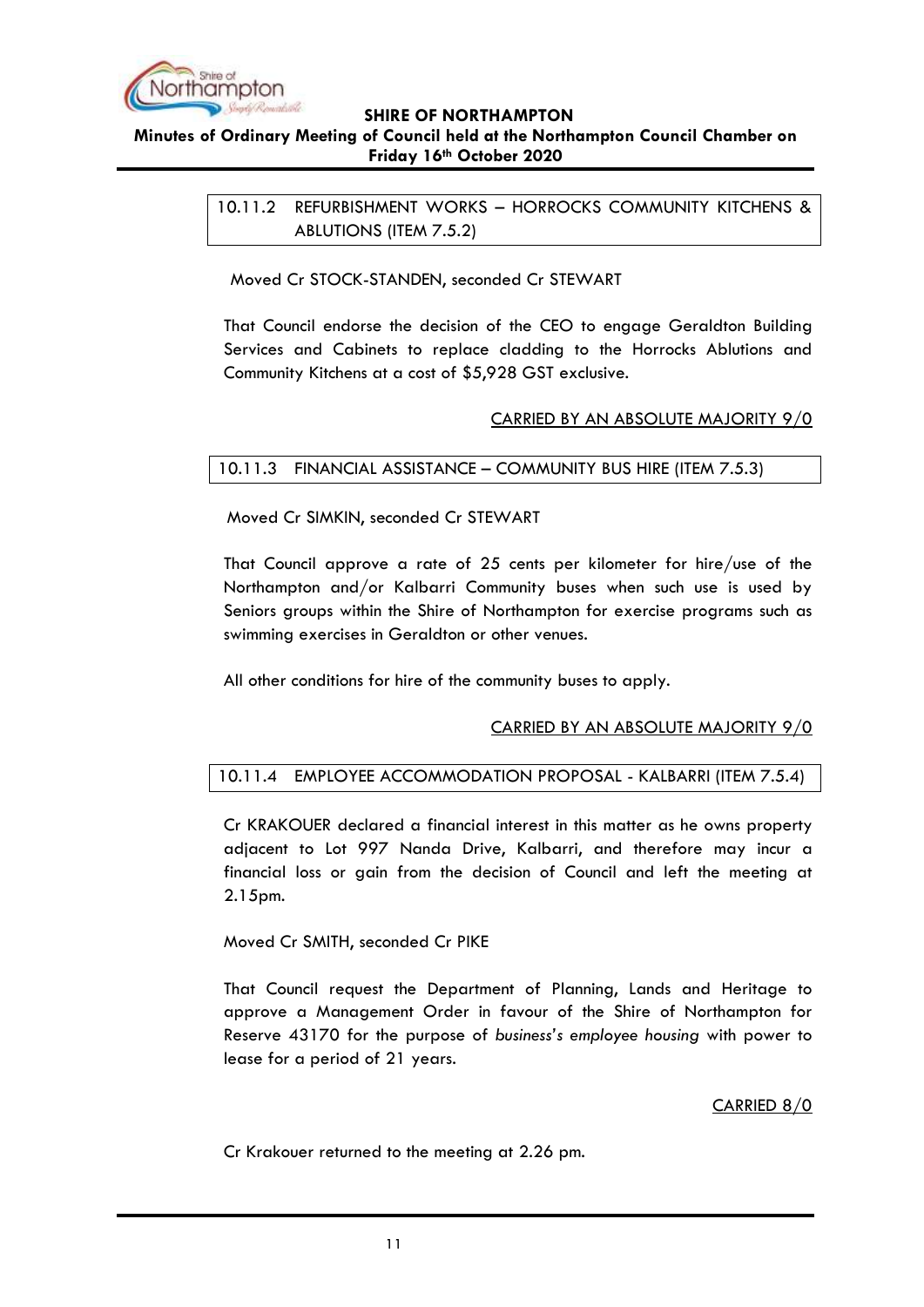### 10.11.2 REFURBISHMENT WORKS – HORROCKS COMMUNITY KITCHENS & ABLUTIONS (ITEM 7.5.2)

Moved Cr STOCK-STANDEN, seconded Cr STEWART

That Council endorse the decision of the CEO to engage Geraldton Building Services and Cabinets to replace cladding to the Horrocks Ablutions and Community Kitchens at a cost of $5,928 GST exclusive.

CARRIED BY AN ABSOLUTE MAJORITY 9/0

### 10.11.3 FINANCIAL ASSISTANCE – COMMUNITY BUS HIRE (ITEM 7.5.3)

Moved Cr SIMKIN, seconded Cr STEWART

That Council approve a rate of 25 cents per kilometer for hire/use of the Northampton and/or Kalbarri Community buses when such use is used by Seniors groups within the Shire of Northampton for exercise programs such as swimming exercises in Geraldton or other venues.

All other conditions for hire of the community buses to apply.

CARRIED BY AN ABSOLUTE MAJORITY 9/0

### 10.11.4 EMPLOYEE ACCOMMODATION PROPOSAL - KALBARRI (ITEM 7.5.4)

Cr KRAKOUER declared a financial interest in this matter as he owns property adjacent to Lot 997 Nanda Drive, Kalbarri, and therefore may incur a financial loss or gain from the decision of Council and left the meeting at 2.15pm.

Moved Cr SMITH, seconded Cr PIKE

That Council request the Department of Planning, Lands and Heritage to approve a Management Order in favour of the Shire of Northampton for Reserve 43170 for the purpose of *business's employee housing* with power to lease for a period of 21 years.

CARRIED 8/0

Cr Krakouer returned to the meeting at 2.26 pm.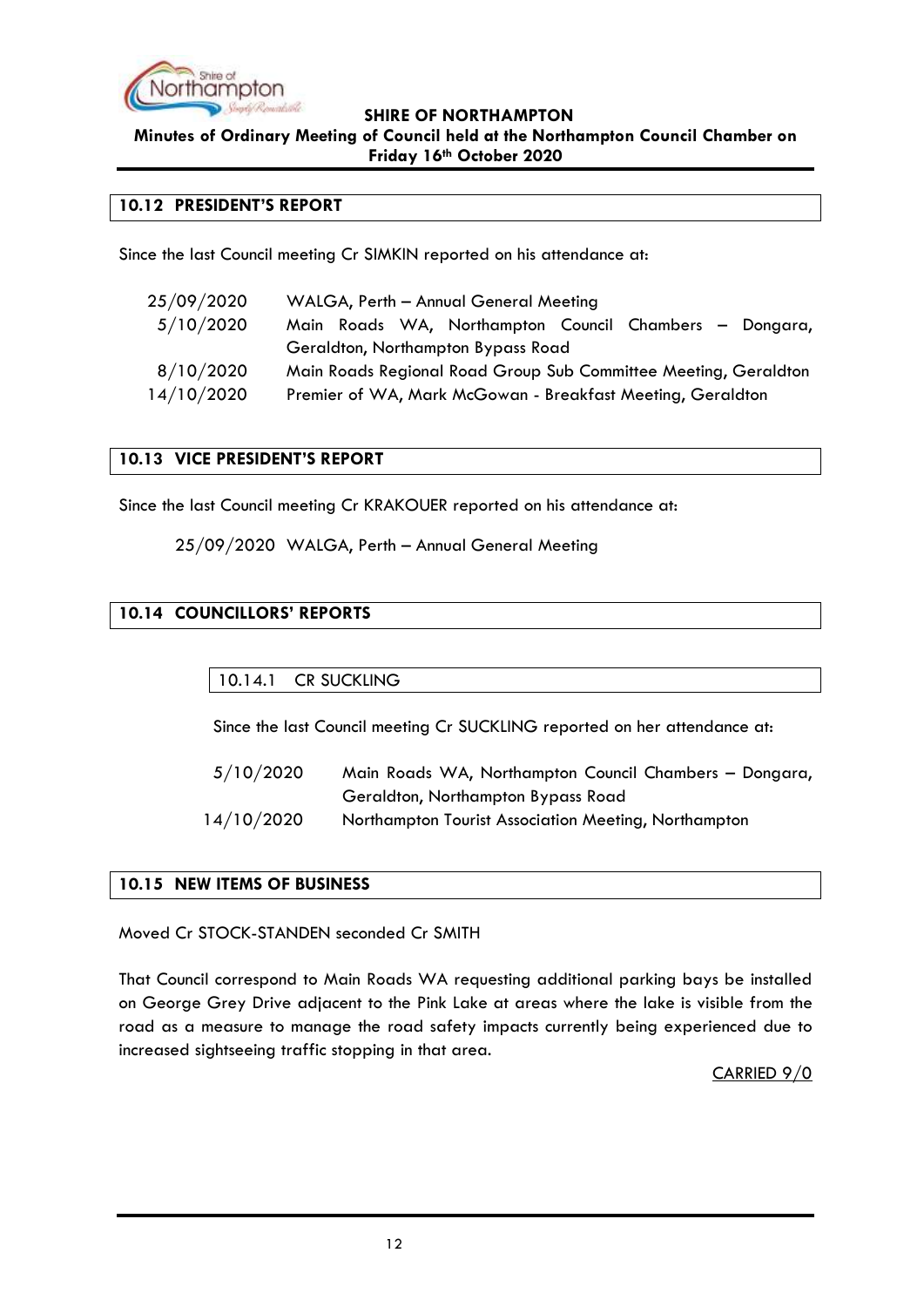## 10.12 PRESIDENT'S REPORT

Since the last Council meeting Cr SIMKIN reported on his attendance at:

| | |
|---|---|
| 25/09/2020 | WALGA, Perth – Annual General Meeting |
| 5/10/2020 | Main Roads WA, Northampton Council Chambers – Dongara, Geraldton, Northampton Bypass Road |
| 8/10/2020 | Main Roads Regional Road Group Sub Committee Meeting, Geraldton |
| 14/10/2020 | Premier of WA, Mark McGowan - Breakfast Meeting, Geraldton |

## 10.13 VICE PRESIDENT'S REPORT

Since the last Council meeting Cr KRAKOUER reported on his attendance at:

25/09/2020 WALGA, Perth – Annual General Meeting

## 10.14 COUNCILLORS' REPORTS

### 10.14.1 CR SUCKLING

Since the last Council meeting Cr SUCKLING reported on her attendance at:

| | |
|---|---|
| 5/10/2020 | Main Roads WA, Northampton Council Chambers – Dongara, Geraldton, Northampton Bypass Road |
| 14/10/2020 | Northampton Tourist Association Meeting, Northampton |

## 10.15 NEW ITEMS OF BUSINESS

Moved Cr STOCK-STANDEN seconded Cr SMITH

That Council correspond to Main Roads WA requesting additional parking bays be installed on George Grey Drive adjacent to the Pink Lake at areas where the lake is visible from the road as a measure to manage the road safety impacts currently being experienced due to increased sightseeing traffic stopping in that area.

CARRIED 9/0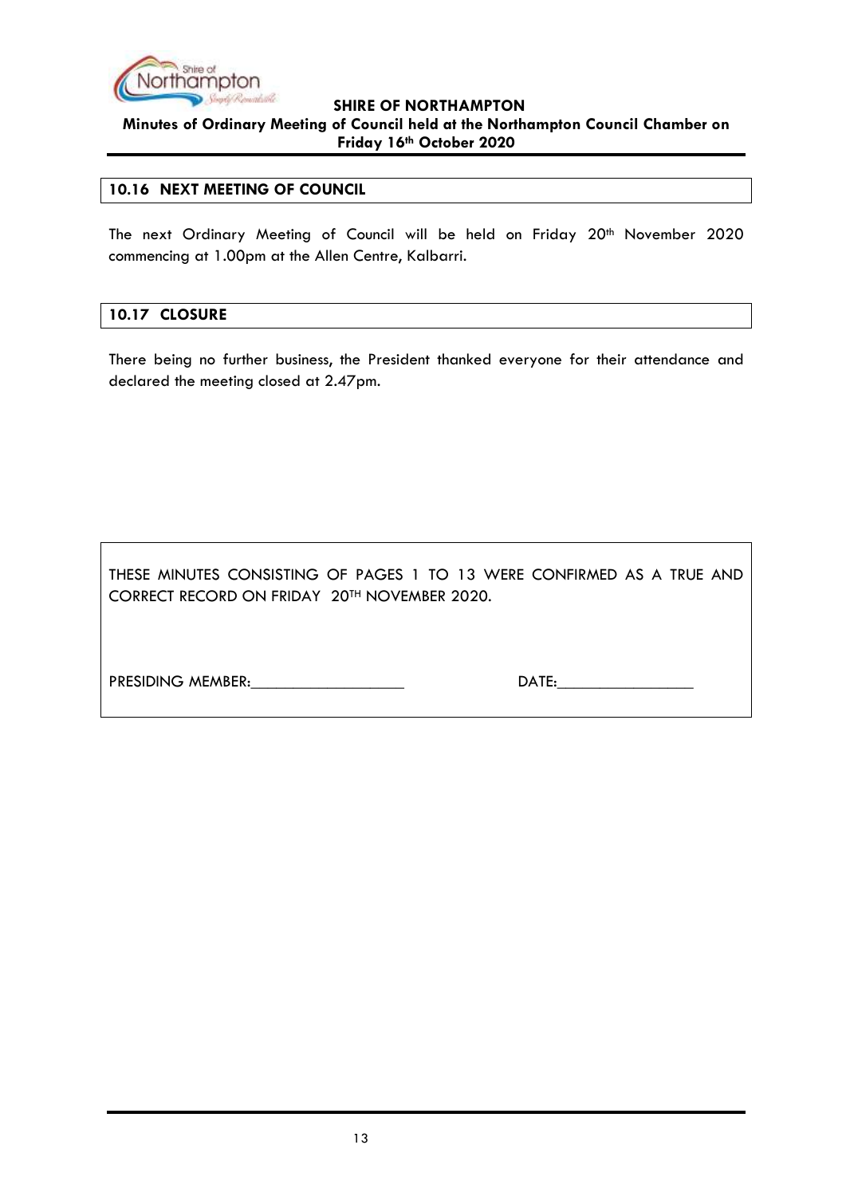## 10.16 NEXT MEETING OF COUNCIL

The next Ordinary Meeting of Council will be held on Friday 20th November 2020 commencing at 1.00pm at the Allen Centre, Kalbarri.

## 10.17 CLOSURE

There being no further business, the President thanked everyone for their attendance and declared the meeting closed at 2.47pm.

THESE MINUTES CONSISTING OF PAGES 1 TO 13 WERE CONFIRMED AS A TRUE AND CORRECT RECORD ON FRIDAY 20TH NOVEMBER 2020.

PRESIDING MEMBER:\_\_\_\_\_\_\_\_\_\_\_\_\_\_\_\_\_\_\_\_ DATE:\_\_\_\_\_\_\_\_\_\_\_\_\_\_\_\_\_\_